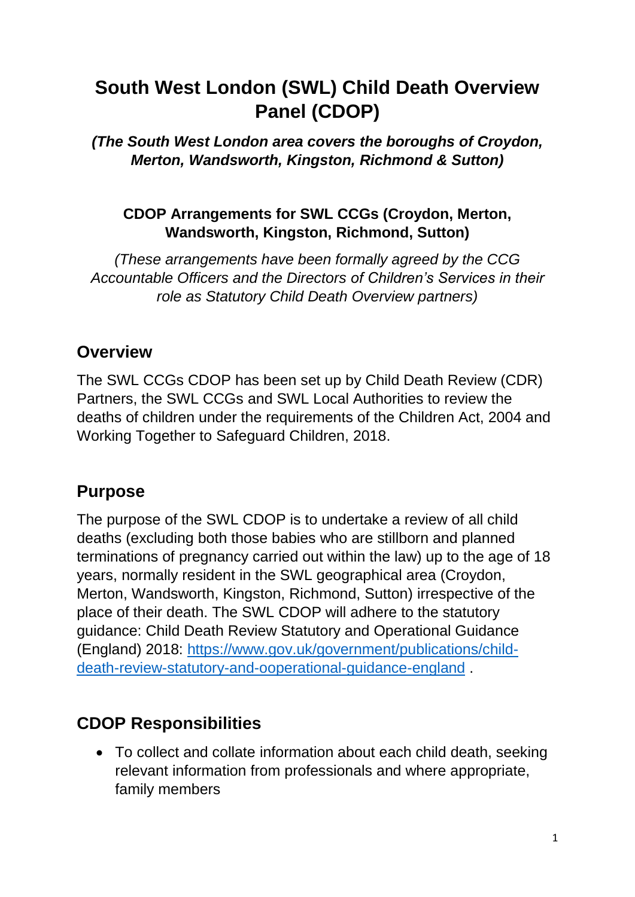# South West London (SWL) Child Death Overview Panel (CDOP)

***(The South West London area covers the boroughs of Croydon, Merton, Wandsworth, Kingston, Richmond & Sutton)***

**CDOP Arrangements for SWL CCGs (Croydon, Merton, Wandsworth, Kingston, Richmond, Sutton)**

*(These arrangements have been formally agreed by the CCG Accountable Officers and the Directors of Children's Services in their role as Statutory Child Death Overview partners)*

## Overview

The SWL CCGs CDOP has been set up by Child Death Review (CDR) Partners, the SWL CCGs and SWL Local Authorities to review the deaths of children under the requirements of the Children Act, 2004 and Working Together to Safeguard Children, 2018.

## Purpose

The purpose of the SWL CDOP is to undertake a review of all child deaths (excluding both those babies who are stillborn and planned terminations of pregnancy carried out within the law) up to the age of 18 years, normally resident in the SWL geographical area (Croydon, Merton, Wandsworth, Kingston, Richmond, Sutton) irrespective of the place of their death. The SWL CDOP will adhere to the statutory guidance: Child Death Review Statutory and Operational Guidance (England) 2018: [https://www.gov.uk/government/publications/child-death-review-statutory-and-ooperational-guidance-england](https://www.gov.uk/government/publications/child-death-review-statutory-and-ooperational-guidance-england) .

## CDOP Responsibilities

- To collect and collate information about each child death, seeking relevant information from professionals and where appropriate, family members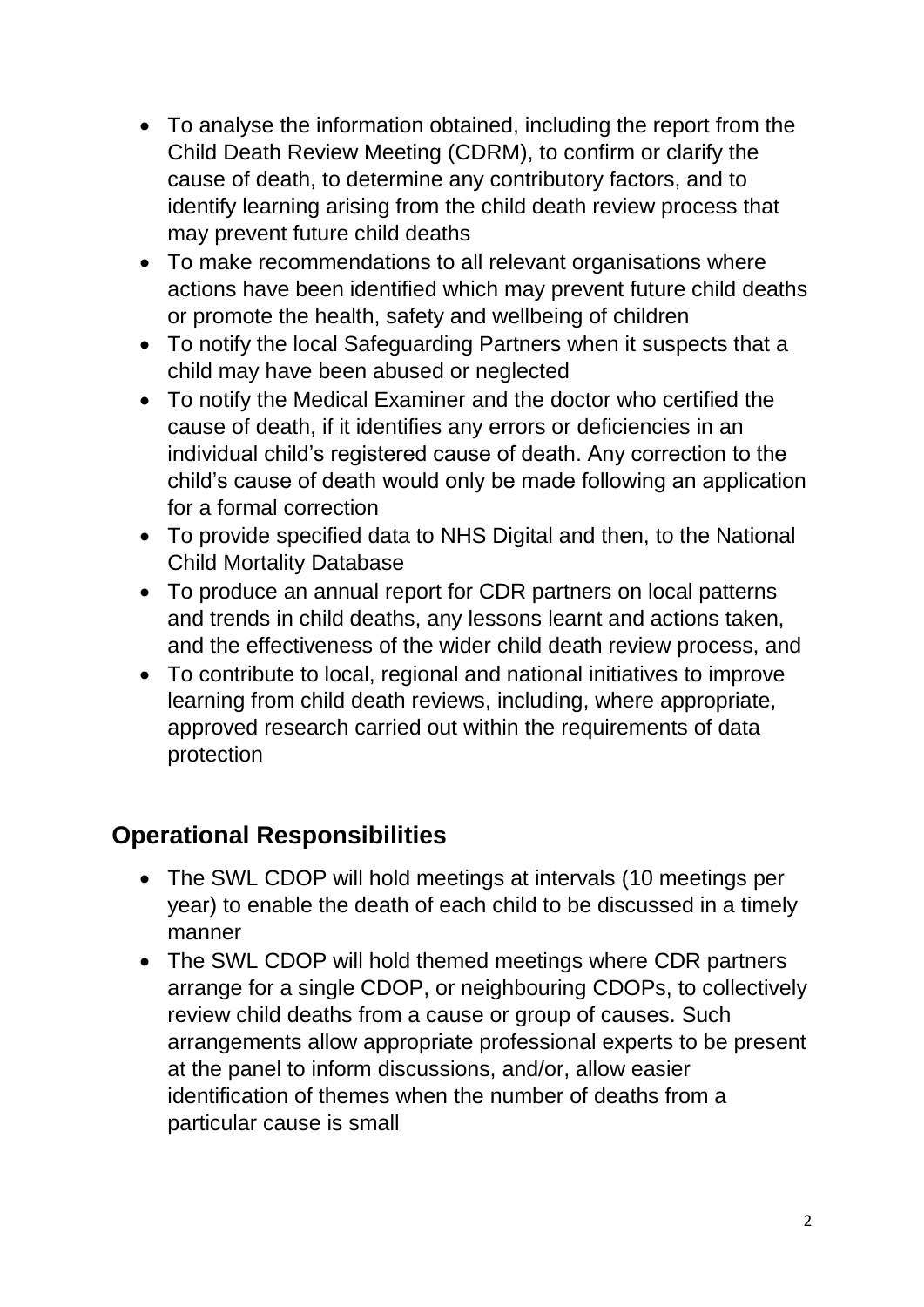- To analyse the information obtained, including the report from the Child Death Review Meeting (CDRM), to confirm or clarify the cause of death, to determine any contributory factors, and to identify learning arising from the child death review process that may prevent future child deaths
- To make recommendations to all relevant organisations where actions have been identified which may prevent future child deaths or promote the health, safety and wellbeing of children
- To notify the local Safeguarding Partners when it suspects that a child may have been abused or neglected
- To notify the Medical Examiner and the doctor who certified the cause of death, if it identifies any errors or deficiencies in an individual child's registered cause of death. Any correction to the child's cause of death would only be made following an application for a formal correction
- To provide specified data to NHS Digital and then, to the National Child Mortality Database
- To produce an annual report for CDR partners on local patterns and trends in child deaths, any lessons learnt and actions taken, and the effectiveness of the wider child death review process, and
- To contribute to local, regional and national initiatives to improve learning from child death reviews, including, where appropriate, approved research carried out within the requirements of data protection

## Operational Responsibilities

- The SWL CDOP will hold meetings at intervals (10 meetings per year) to enable the death of each child to be discussed in a timely manner
- The SWL CDOP will hold themed meetings where CDR partners arrange for a single CDOP, or neighbouring CDOPs, to collectively review child deaths from a cause or group of causes. Such arrangements allow appropriate professional experts to be present at the panel to inform discussions, and/or, allow easier identification of themes when the number of deaths from a particular cause is small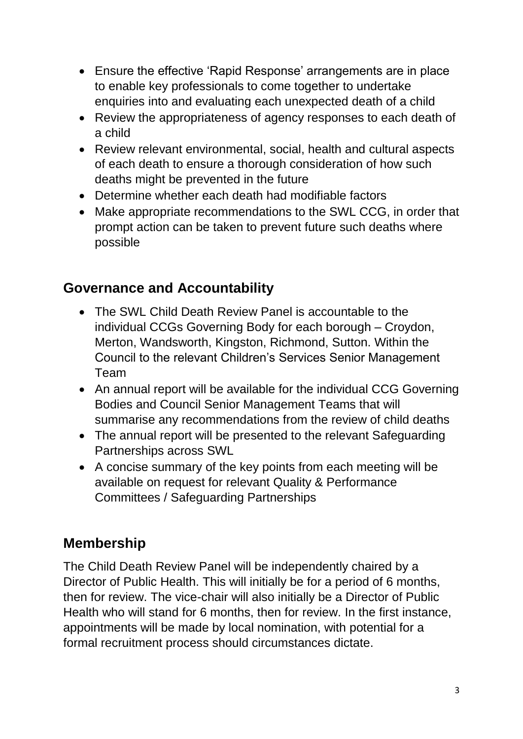- Ensure the effective 'Rapid Response' arrangements are in place to enable key professionals to come together to undertake enquiries into and evaluating each unexpected death of a child
- Review the appropriateness of agency responses to each death of a child
- Review relevant environmental, social, health and cultural aspects of each death to ensure a thorough consideration of how such deaths might be prevented in the future
- Determine whether each death had modifiable factors
- Make appropriate recommendations to the SWL CCG, in order that prompt action can be taken to prevent future such deaths where possible

## Governance and Accountability

- The SWL Child Death Review Panel is accountable to the individual CCGs Governing Body for each borough – Croydon, Merton, Wandsworth, Kingston, Richmond, Sutton. Within the Council to the relevant Children's Services Senior Management Team
- An annual report will be available for the individual CCG Governing Bodies and Council Senior Management Teams that will summarise any recommendations from the review of child deaths
- The annual report will be presented to the relevant Safeguarding Partnerships across SWL
- A concise summary of the key points from each meeting will be available on request for relevant Quality & Performance Committees / Safeguarding Partnerships

## Membership

The Child Death Review Panel will be independently chaired by a Director of Public Health. This will initially be for a period of 6 months, then for review. The vice-chair will also initially be a Director of Public Health who will stand for 6 months, then for review. In the first instance, appointments will be made by local nomination, with potential for a formal recruitment process should circumstances dictate.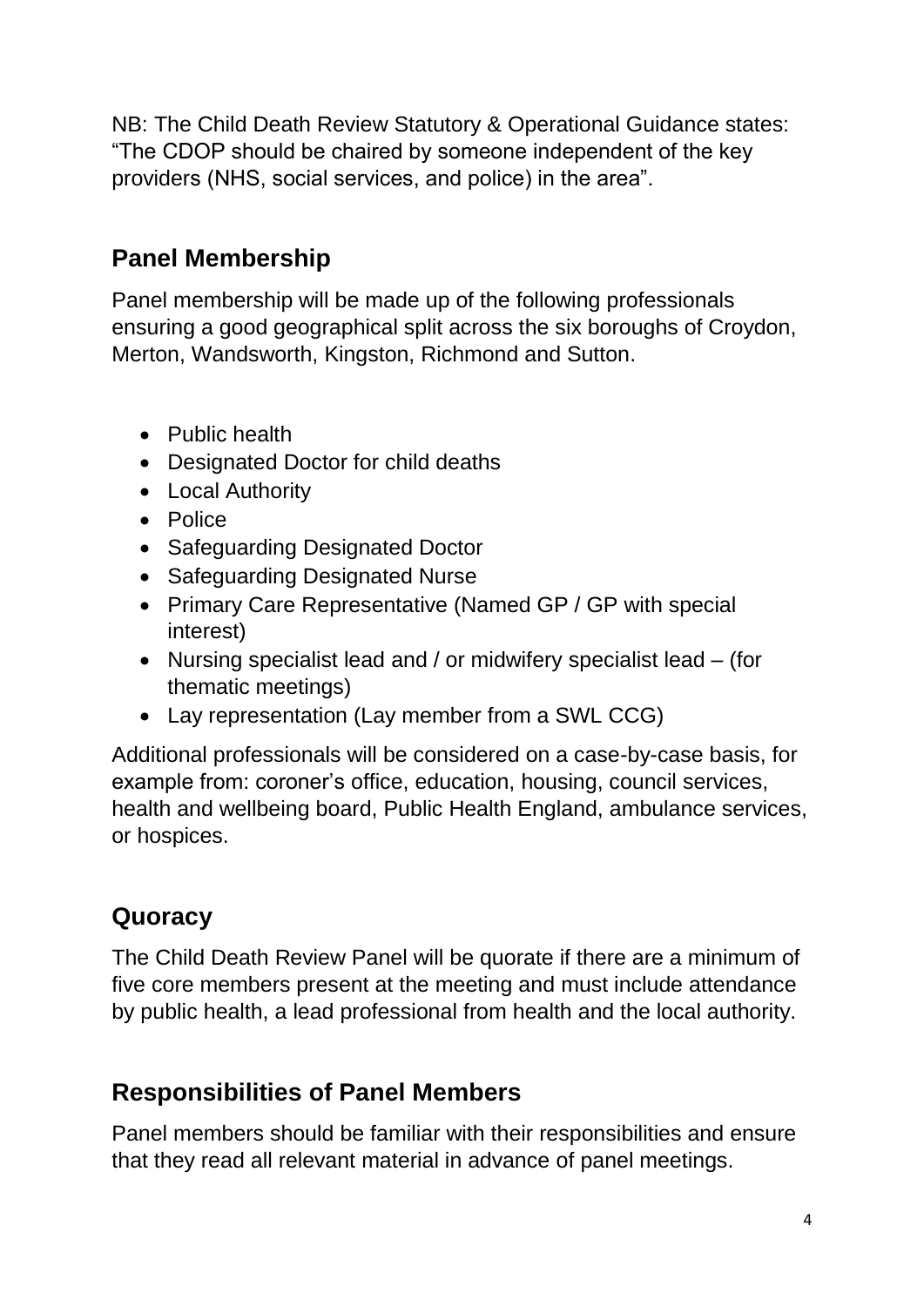NB: The Child Death Review Statutory & Operational Guidance states: "The CDOP should be chaired by someone independent of the key providers (NHS, social services, and police) in the area".

## Panel Membership

Panel membership will be made up of the following professionals ensuring a good geographical split across the six boroughs of Croydon, Merton, Wandsworth, Kingston, Richmond and Sutton.

- Public health
- Designated Doctor for child deaths
- Local Authority
- Police
- Safeguarding Designated Doctor
- Safeguarding Designated Nurse
- Primary Care Representative (Named GP / GP with special interest)
- Nursing specialist lead and / or midwifery specialist lead – (for thematic meetings)
- Lay representation (Lay member from a SWL CCG)

Additional professionals will be considered on a case-by-case basis, for example from: coroner's office, education, housing, council services, health and wellbeing board, Public Health England, ambulance services, or hospices.

## Quoracy

The Child Death Review Panel will be quorate if there are a minimum of five core members present at the meeting and must include attendance by public health, a lead professional from health and the local authority.

## Responsibilities of Panel Members

Panel members should be familiar with their responsibilities and ensure that they read all relevant material in advance of panel meetings.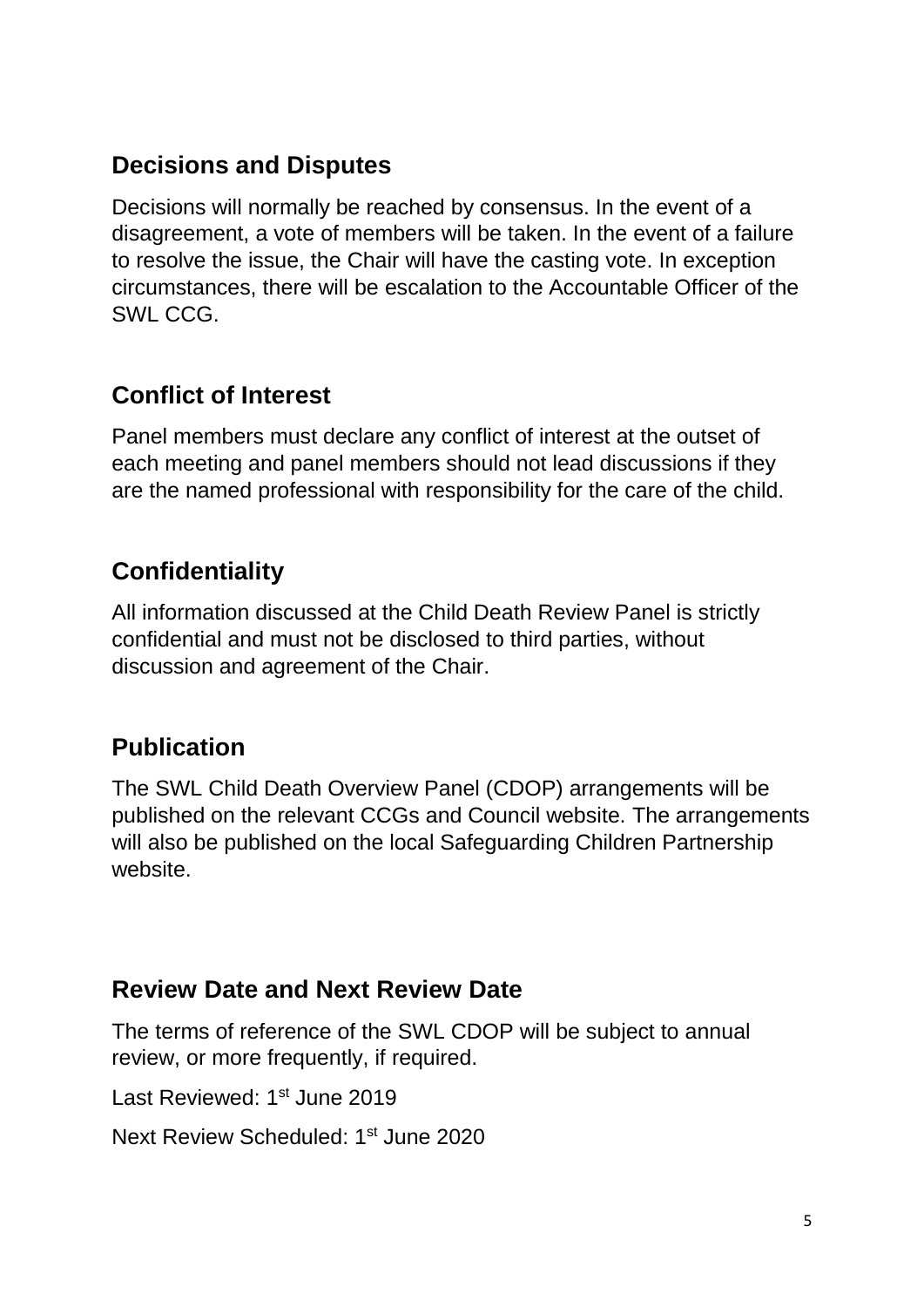## Decisions and Disputes

Decisions will normally be reached by consensus. In the event of a disagreement, a vote of members will be taken. In the event of a failure to resolve the issue, the Chair will have the casting vote. In exception circumstances, there will be escalation to the Accountable Officer of the SWL CCG.

## Conflict of Interest

Panel members must declare any conflict of interest at the outset of each meeting and panel members should not lead discussions if they are the named professional with responsibility for the care of the child.

## Confidentiality

All information discussed at the Child Death Review Panel is strictly confidential and must not be disclosed to third parties, without discussion and agreement of the Chair.

## Publication

The SWL Child Death Overview Panel (CDOP) arrangements will be published on the relevant CCGs and Council website. The arrangements will also be published on the local Safeguarding Children Partnership website.

## Review Date and Next Review Date

The terms of reference of the SWL CDOP will be subject to annual review, or more frequently, if required.

Last Reviewed: 1st June 2019

Next Review Scheduled: 1st June 2020